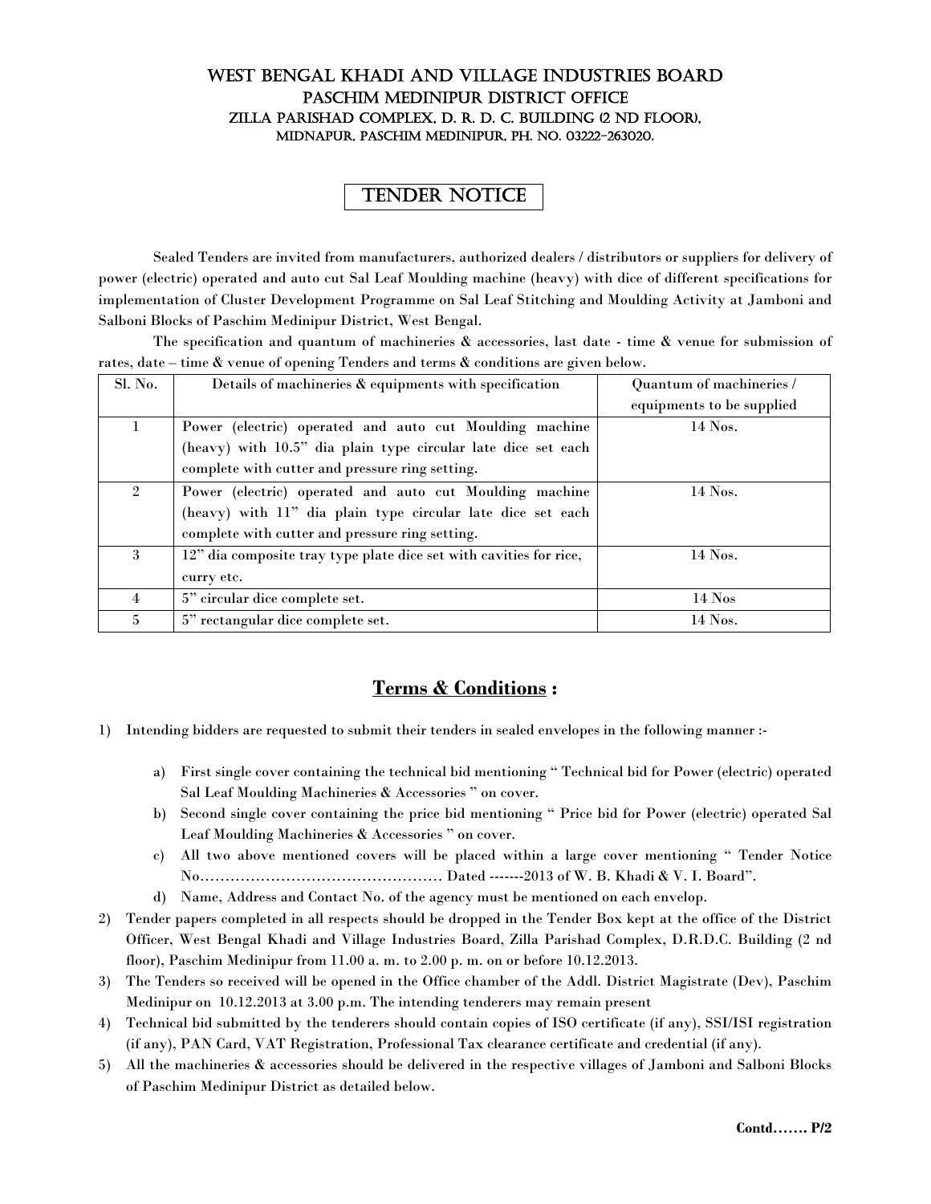# WEST BENGAL KHADI AND VILLAGE INDUSTRIES BOARD
## PASCHIM MEDINIPUR DISTRICT OFFICE
### ZILLA PARISHAD COMPLEX, D. R. D. C. BUILDING (2 ND FLOOR), MIDNAPUR, PASCHIM MEDINIPUR, PH. NO. 03222-263020.

## TENDER NOTICE

Sealed Tenders are invited from manufacturers, authorized dealers / distributors or suppliers for delivery of power (electric) operated and auto cut Sal Leaf Moulding machine (heavy) with dice of different specifications for implementation of Cluster Development Programme on Sal Leaf Stitching and Moulding Activity at Jamboni and Salboni Blocks of Paschim Medinipur District, West Bengal.

The specification and quantum of machineries & accessories, last date - time & venue for submission of rates, date – time & venue of opening Tenders and terms & conditions are given below.

| Sl. No. | Details of machineries & equipments with specification | Quantum of machineries / equipments to be supplied |
|---|---|---|
| 1 | Power (electric) operated and auto cut Moulding machine (heavy) with 10.5" dia plain type circular late dice set each complete with cutter and pressure ring setting. | 14 Nos. |
| 2 | Power (electric) operated and auto cut Moulding machine (heavy) with 11" dia plain type circular late dice set each complete with cutter and pressure ring setting. | 14 Nos. |
| 3 | 12" dia composite tray type plate dice set with cavities for rice, curry etc. | 14 Nos. |
| 4 | 5" circular dice complete set. | 14 Nos |
| 5 | 5" rectangular dice complete set. | 14 Nos. |

## **Terms & Conditions :**

1) Intending bidders are requested to submit their tenders in sealed envelopes in the following manner :-

   a) First single cover containing the technical bid mentioning " Technical bid for Power (electric) operated Sal Leaf Moulding Machineries & Accessories " on cover.

   b) Second single cover containing the price bid mentioning " Price bid for Power (electric) operated Sal Leaf Moulding Machineries & Accessories " on cover.

   c) All two above mentioned covers will be placed within a large cover mentioning " Tender Notice No………………………………………… Dated -------2013 of W. B. Khadi & V. I. Board".

   d) Name, Address and Contact No. of the agency must be mentioned on each envelop.

2) Tender papers completed in all respects should be dropped in the Tender Box kept at the office of the District Officer, West Bengal Khadi and Village Industries Board, Zilla Parishad Complex, D.R.D.C. Building (2 nd floor), Paschim Medinipur from 11.00 a. m. to 2.00 p. m. on or before 10.12.2013.

3) The Tenders so received will be opened in the Office chamber of the Addl. District Magistrate (Dev), Paschim Medinipur on 10.12.2013 at 3.00 p.m. The intending tenderers may remain present

4) Technical bid submitted by the tenderers should contain copies of ISO certificate (if any), SSI/ISI registration (if any), PAN Card, VAT Registration, Professional Tax clearance certificate and credential (if any).

5) All the machineries & accessories should be delivered in the respective villages of Jamboni and Salboni Blocks of Paschim Medinipur District as detailed below.

**Contd…… P/2**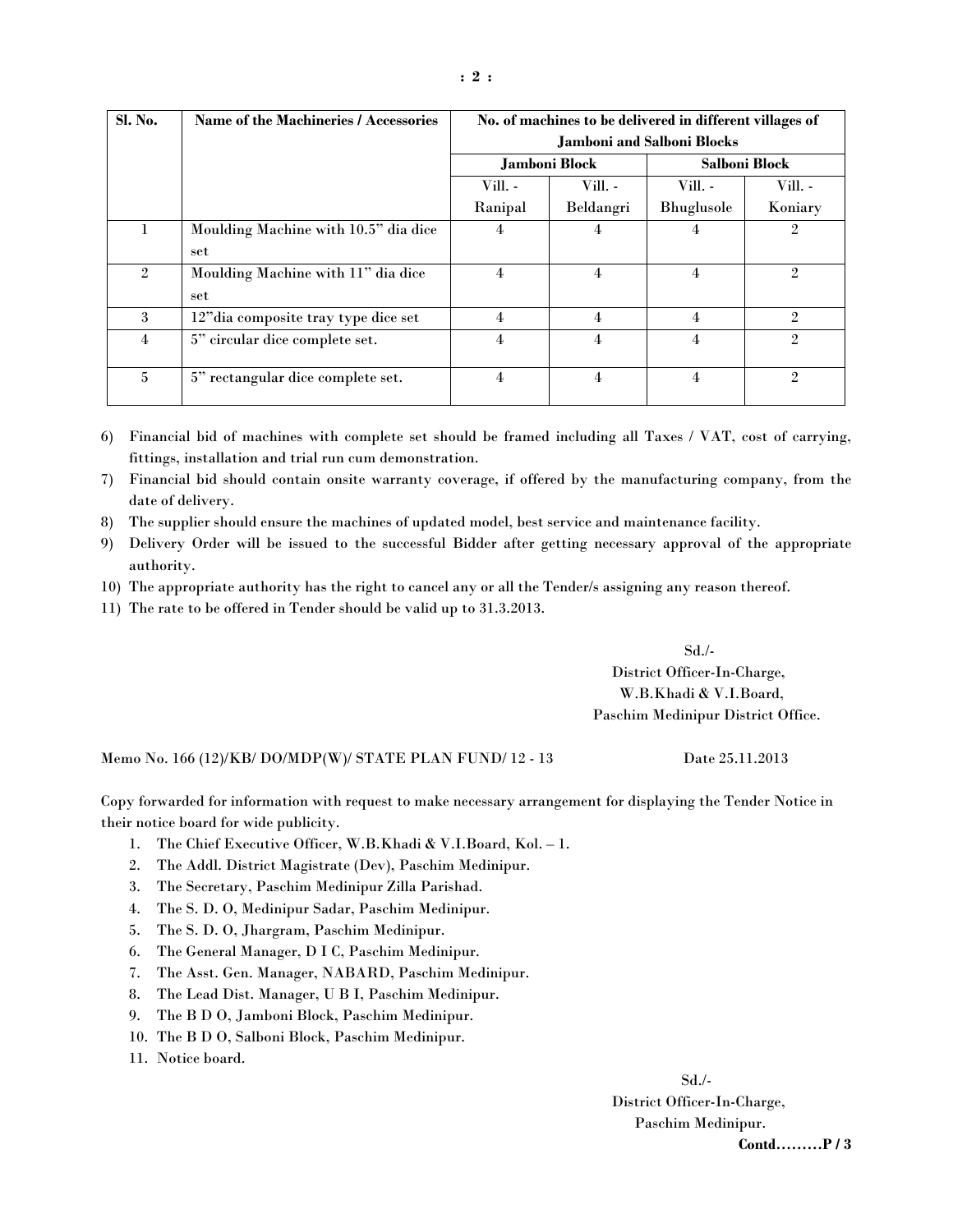| Sl. No. | Name of the Machineries / Accessories | No. of machines to be delivered in different villages of Jamboni and Salboni Blocks | | | |
|---|---|---|---|---|---|
| | | Jamboni Block | | Salboni Block | |
| | | Vill. - Ranipal | Vill. - Beldangri | Vill. - Bhuglusole | Vill. - Koniary |
| 1 | Moulding Machine with 10.5" dia dice set | 4 | 4 | 4 | 2 |
| 2 | Moulding Machine with 11" dia dice set | 4 | 4 | 4 | 2 |
| 3 | 12"dia composite tray type dice set | 4 | 4 | 4 | 2 |
| 4 | 5" circular dice complete set. | 4 | 4 | 4 | 2 |
| 5 | 5" rectangular dice complete set. | 4 | 4 | 4 | 2 |

6) Financial bid of machines with complete set should be framed including all Taxes / VAT, cost of carrying, fittings, installation and trial run cum demonstration.
7) Financial bid should contain onsite warranty coverage, if offered by the manufacturing company, from the date of delivery.
8) The supplier should ensure the machines of updated model, best service and maintenance facility.
9) Delivery Order will be issued to the successful Bidder after getting necessary approval of the appropriate authority.
10) The appropriate authority has the right to cancel any or all the Tender/s assigning any reason thereof.
11) The rate to be offered in Tender should be valid up to 31.3.2013.

Sd./-
District Officer-In-Charge,
W.B.Khadi & V.I.Board,
Paschim Medinipur District Office.

Memo No. 166 (12)/KB/ DO/MDP(W)/ STATE PLAN FUND/ 12 - 13 Date 25.11.2013

Copy forwarded for information with request to make necessary arrangement for displaying the Tender Notice in their notice board for wide publicity.

1. The Chief Executive Officer, W.B.Khadi & V.I.Board, Kol. – 1.
2. The Addl. District Magistrate (Dev), Paschim Medinipur.
3. The Secretary, Paschim Medinipur Zilla Parishad.
4. The S. D. O, Medinipur Sadar, Paschim Medinipur.
5. The S. D. O, Jhargram, Paschim Medinipur.
6. The General Manager, D I C, Paschim Medinipur.
7. The Asst. Gen. Manager, NABARD, Paschim Medinipur.
8. The Lead Dist. Manager, U B I, Paschim Medinipur.
9. The B D O, Jamboni Block, Paschim Medinipur.
10. The B D O, Salboni Block, Paschim Medinipur.
11. Notice board.

Sd./-
District Officer-In-Charge,
Paschim Medinipur.

**Contd………P / 3**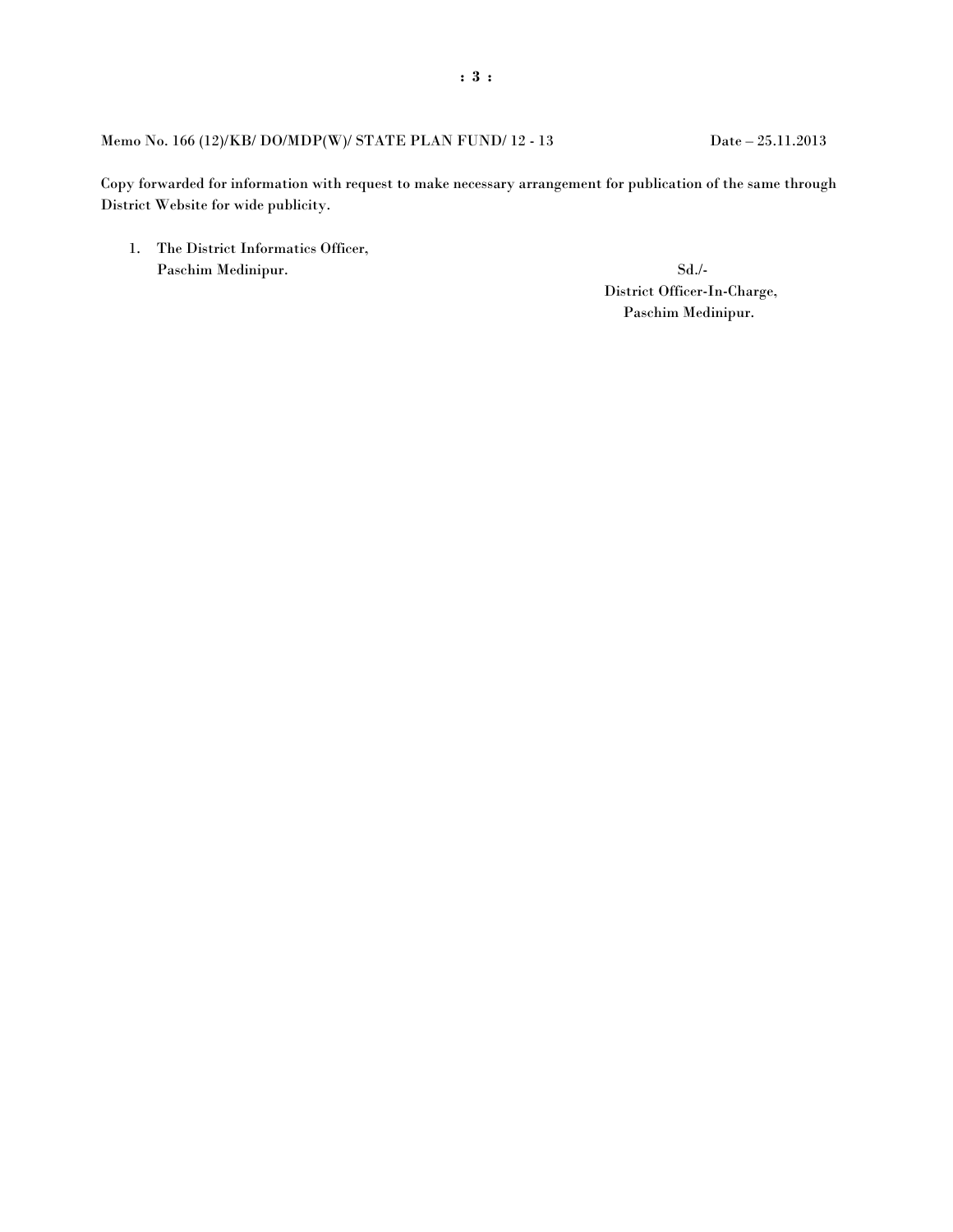Memo No. 166 (12)/KB/ DO/MDP(W)/ STATE PLAN FUND/ 12 - 13 Date – 25.11.2013

Copy forwarded for information with request to make necessary arrangement for publication of the same through District Website for wide publicity.

1. The District Informatics Officer,
   Paschim Medinipur.

Sd./-
District Officer-In-Charge,
Paschim Medinipur.